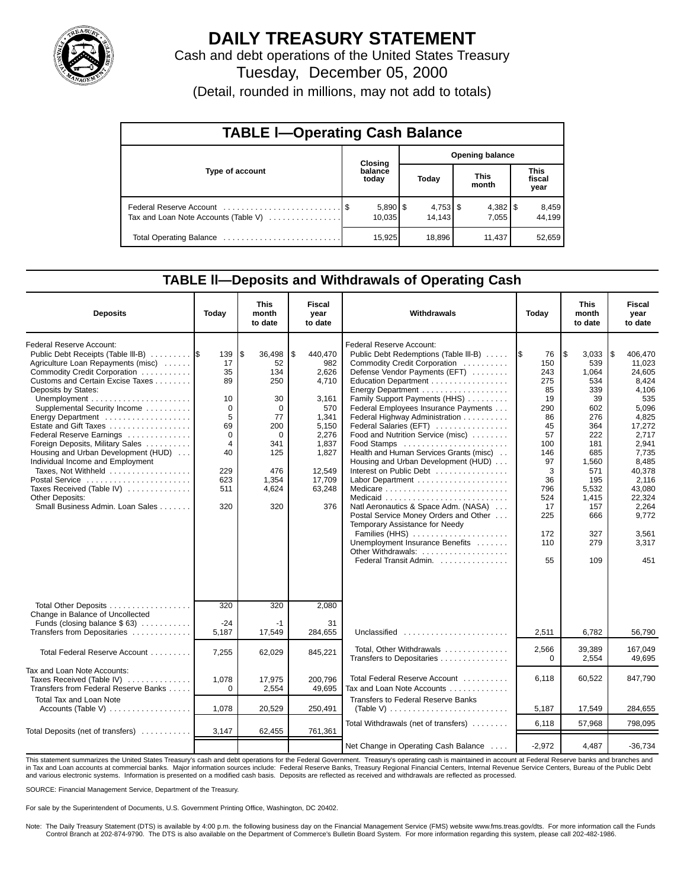# DAILY TREASURY STATEMENT

Cash and debt operations of the United States Treasury

Tuesday, December 05, 2000

(Detail, rounded in millions, may not add to totals)

## TABLE I—Operating Cash Balance

| Type of account | Closing balance today | Opening balance Today | Opening balance This month | Opening balance This fiscal year |
|---|---|---|---|---|
| Federal Reserve Account | $ 5,890 | $ 4,753 | $ 4,382 | $ 8,459 |
| Tax and Loan Note Accounts (Table V) | 10,035 | 14,143 | 7,055 | 44,199 |
| Total Operating Balance | 15,925 | 18,896 | 11,437 | 52,659 |

## TABLE II—Deposits and Withdrawals of Operating Cash

| Deposits | Today | This month to date | Fiscal year to date |
|---|---|---|---|
| Federal Reserve Account: | | | |
| Public Debt Receipts (Table III-B) | $ 139 | $ 36,498 | $ 440,470 |
| Agriculture Loan Repayments (misc) | 17 | 52 | 982 |
| Commodity Credit Corporation | 35 | 134 | 2,626 |
| Customs and Certain Excise Taxes | 89 | 250 | 4,710 |
| Deposits by States: | | | |
| Unemployment | 10 | 30 | 3,161 |
| Supplemental Security Income | 0 | 0 | 570 |
| Energy Department | 5 | 77 | 1,341 |
| Estate and Gift Taxes | 69 | 200 | 5,150 |
| Federal Reserve Earnings | 0 | 0 | 2,276 |
| Foreign Deposits, Military Sales | 4 | 341 | 1,837 |
| Housing and Urban Development (HUD) | 40 | 125 | 1,827 |
| Individual Income and Employment Taxes, Not Withheld | 229 | 476 | 12,549 |
| Postal Service | 623 | 1,354 | 17,709 |
| Taxes Received (Table IV) | 511 | 4,624 | 63,248 |
| Other Deposits: | | | |
| Small Business Admin. Loan Sales | 320 | 320 | 376 |
| Total Other Deposits | 320 | 320 | 2,080 |
| Change in Balance of Uncollected Funds (closing balance $ 63) | -24 | -1 | 31 |
| Transfers from Depositaries | 5,187 | 17,549 | 284,655 |
| Total Federal Reserve Account | 7,255 | 62,029 | 845,221 |
| Tax and Loan Note Accounts: | | | |
| Taxes Received (Table IV) | 1,078 | 17,975 | 200,796 |
| Transfers from Federal Reserve Banks | 0 | 2,554 | 49,695 |
| Total Tax and Loan Note Accounts (Table V) | 1,078 | 20,529 | 250,491 |
| Total Deposits (net of transfers) | 3,147 | 62,455 | 761,361 |

| Withdrawals | Today | This month to date | Fiscal year to date |
|---|---|---|---|
| Federal Reserve Account: | | | |
| Public Debt Redemptions (Table III-B) | $ 76 | $ 3,033 | $ 406,470 |
| Commodity Credit Corporation | 150 | 539 | 11,023 |
| Defense Vendor Payments (EFT) | 243 | 1,064 | 24,605 |
| Education Department | 275 | 534 | 8,424 |
| Energy Department | 85 | 339 | 4,106 |
| Family Support Payments (HHS) | 19 | 39 | 535 |
| Federal Employees Insurance Payments | 290 | 602 | 5,096 |
| Federal Highway Administration | 86 | 276 | 4,825 |
| Federal Salaries (EFT) | 45 | 364 | 17,272 |
| Food and Nutrition Service (misc) | 57 | 222 | 2,717 |
| Food Stamps | 100 | 181 | 2,941 |
| Health and Human Services Grants (misc) | 146 | 685 | 7,735 |
| Housing and Urban Development (HUD) | 97 | 1,560 | 8,485 |
| Interest on Public Debt | 3 | 571 | 40,378 |
| Labor Department | 36 | 195 | 2,116 |
| Medicare | 796 | 5,532 | 43,080 |
| Medicaid | 524 | 1,415 | 22,324 |
| Natl Aeronautics & Space Adm. (NASA) | 17 | 157 | 2,264 |
| Postal Service Money Orders and Other | 225 | 666 | 9,772 |
| Temporary Assistance for Needy Families (HHS) | 172 | 327 | 3,561 |
| Unemployment Insurance Benefits | 110 | 279 | 3,317 |
| Other Withdrawals: | | | |
| Federal Transit Admin. | 55 | 109 | 451 |
| Unclassified | 2,511 | 6,782 | 56,790 |
| Total, Other Withdrawals | 2,566 | 39,389 | 167,049 |
| Transfers to Depositaries | 0 | 2,554 | 49,695 |
| Total Federal Reserve Account | 6,118 | 60,522 | 847,790 |
| Tax and Loan Note Accounts | | | |
| Transfers to Federal Reserve Banks (Table V) | 5,187 | 17,549 | 284,655 |
| Total Withdrawals (net of transfers) | 6,118 | 57,968 | 798,095 |
| Net Change in Operating Cash Balance | -2,972 | 4,487 | -36,734 |

This statement summarizes the United States Treasury's cash and debt operations for the Federal Government. Treasury's operating cash is maintained in account at Federal Reserve banks and branches and in Tax and Loan accounts at commercial banks. Major information sources include: Federal Reserve Banks, Treasury Regional Financial Centers, Internal Revenue Service Centers, Bureau of the Public Debt and various electronic systems. Information is presented on a modified cash basis. Deposits are reflected as received and withdrawals are reflected as processed.

SOURCE: Financial Management Service, Department of the Treasury.

For sale by the Superintendent of Documents, U.S. Government Printing Office, Washington, DC 20402.

Note: The Daily Treasury Statement (DTS) is available by 4:00 p.m. the following business day on the Financial Management Service (FMS) website www.fms.treas.gov/dts. For more information call the Funds Control Branch at 202-874-9790. The DTS is also available on the Department of Commerce's Bulletin Board System. For more information regarding this system, please call 202-482-1986.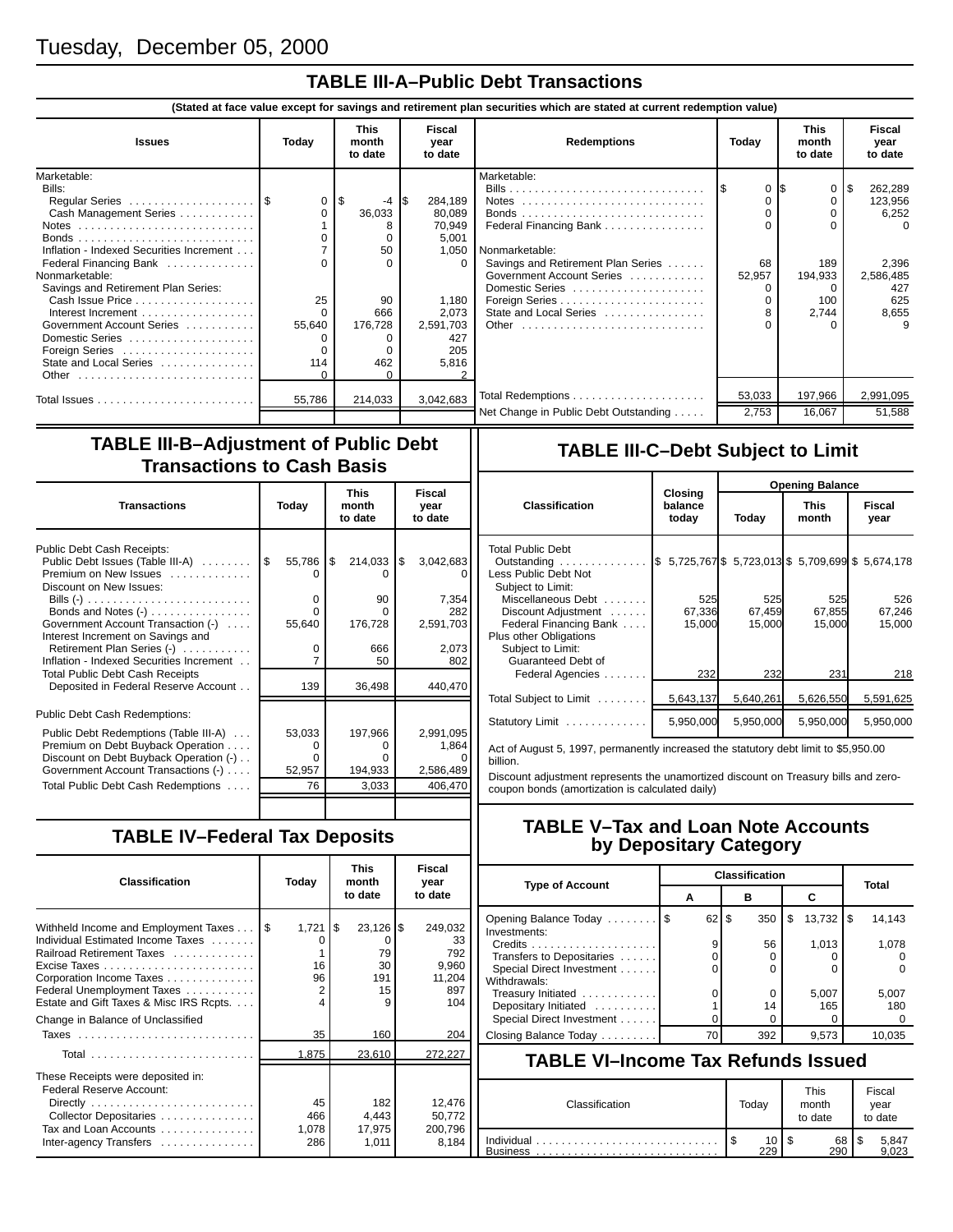Tuesday, December 05, 2000

## TABLE III-A–Public Debt Transactions

(Stated at face value except for savings and retirement plan securities which are stated at current redemption value)

| Issues | Today | This month to date | Fiscal year to date |
|---|---|---|---|
| Marketable: | | | |
| Bills: | | | |
| Regular Series | $ 0 | $ -4 | $ 284,189 |
| Cash Management Series | 0 | 36,033 | 80,089 |
| Notes | 1 | 8 | 70,949 |
| Bonds | 0 | 0 | 5,001 |
| Inflation - Indexed Securities Increment | 7 | 50 | 1,050 |
| Federal Financing Bank | 0 | 0 | 0 |
| Nonmarketable: | | | |
| Savings and Retirement Plan Series: | | | |
| Cash Issue Price | 25 | 90 | 1,180 |
| Interest Increment | 0 | 666 | 2,073 |
| Government Account Series | 55,640 | 176,728 | 2,591,703 |
| Domestic Series | 0 | 0 | 427 |
| Foreign Series | 0 | 0 | 205 |
| State and Local Series | 114 | 462 | 5,816 |
| Other | 0 | 0 | 2 |
| Total Issues | 55,786 | 214,033 | 3,042,683 |

| Redemptions | Today | This month to date | Fiscal year to date |
|---|---|---|---|
| Marketable: | | | |
| Bills | $ 0 | $ 0 | $ 262,289 |
| Notes | 0 | 0 | 123,956 |
| Bonds | 0 | 0 | 6,252 |
| Federal Financing Bank | 0 | 0 | 0 |
| Nonmarketable: | | | |
| Savings and Retirement Plan Series | 68 | 189 | 2,396 |
| Government Account Series | 52,957 | 194,933 | 2,586,485 |
| Domestic Series | 0 | 0 | 427 |
| Foreign Series | 0 | 100 | 625 |
| State and Local Series | 8 | 2,744 | 8,655 |
| Other | 0 | 0 | 9 |
| Total Redemptions | 53,033 | 197,966 | 2,991,095 |
| Net Change in Public Debt Outstanding | 2,753 | 16,067 | 51,588 |

## TABLE III-B–Adjustment of Public Debt Transactions to Cash Basis

| Transactions | Today | This month to date | Fiscal year to date |
|---|---|---|---|
| Public Debt Cash Receipts: | | | |
| Public Debt Issues (Table III-A) | $ 55,786 | $ 214,033 | $ 3,042,683 |
| Premium on New Issues | 0 | 0 | 0 |
| Discount on New Issues: | | | |
| Bills (-) | 0 | 90 | 7,354 |
| Bonds and Notes (-) | 0 | 0 | 282 |
| Government Account Transaction (-) | 55,640 | 176,728 | 2,591,703 |
| Interest Increment on Savings and Retirement Plan Series (-) | 0 | 666 | 2,073 |
| Inflation - Indexed Securities Increment | 7 | 50 | 802 |
| Total Public Debt Cash Receipts Deposited in Federal Reserve Account | 139 | 36,498 | 440,470 |
| Public Debt Cash Redemptions: | | | |
| Public Debt Redemptions (Table III-A) | 53,033 | 197,966 | 2,991,095 |
| Premium on Debt Buyback Operation | 0 | 0 | 1,864 |
| Discount on Debt Buyback Operation (-) | 0 | 0 | 0 |
| Government Account Transactions (-) | 52,957 | 194,933 | 2,586,489 |
| Total Public Debt Cash Redemptions | 76 | 3,033 | 406,470 |

## TABLE III-C–Debt Subject to Limit

| Classification | Closing balance today | Opening Balance | | |
|---|---|---|---|---|
| | | Today | This month | Fiscal year |
| Total Public Debt Outstanding | $ 5,725,767 | $ 5,723,013 | $ 5,709,699 | $ 5,674,178 |
| Less Public Debt Not Subject to Limit: | | | | |
| Miscellaneous Debt | 525 | 525 | 525 | 526 |
| Discount Adjustment | 67,336 | 67,459 | 67,855 | 67,246 |
| Federal Financing Bank | 15,000 | 15,000 | 15,000 | 15,000 |
| Plus other Obligations Subject to Limit: | | | | |
| Guaranteed Debt of Federal Agencies | 232 | 232 | 231 | 218 |
| Total Subject to Limit | 5,643,137 | 5,640,261 | 5,626,550 | 5,591,625 |
| Statutory Limit | 5,950,000 | 5,950,000 | 5,950,000 | 5,950,000 |

Act of August 5, 1997, permanently increased the statutory debt limit to $5,950.00 billion.

Discount adjustment represents the unamortized discount on Treasury bills and zero-coupon bonds (amortization is calculated daily)

## TABLE IV–Federal Tax Deposits

| Classification | Today | This month to date | Fiscal year to date |
|---|---|---|---|
| Withheld Income and Employment Taxes | $ 1,721 | $ 23,126 | $ 249,032 |
| Individual Estimated Income Taxes | 0 | 0 | 33 |
| Railroad Retirement Taxes | 1 | 79 | 792 |
| Excise Taxes | 16 | 30 | 9,960 |
| Corporation Income Taxes | 96 | 191 | 11,204 |
| Federal Unemployment Taxes | 2 | 15 | 897 |
| Estate and Gift Taxes & Misc IRS Rcpts. | 4 | 9 | 104 |
| Change in Balance of Unclassified Taxes | 35 | 160 | 204 |
| Total | 1,875 | 23,610 | 272,227 |
| These Receipts were deposited in: | | | |
| Federal Reserve Account: | | | |
| Directly | 45 | 182 | 12,476 |
| Collector Depositaries | 466 | 4,443 | 50,772 |
| Tax and Loan Accounts | 1,078 | 17,975 | 200,796 |
| Inter-agency Transfers | 286 | 1,011 | 8,184 |

## TABLE V–Tax and Loan Note Accounts by Depositary Category

| Type of Account | Classification | | | Total |
|---|---|---|---|---|
| | A | B | C | |
| Opening Balance Today | $ 62 | $ 350 | $ 13,732 | $ 14,143 |
| Investments: | | | | |
| Credits | 9 | 56 | 1,013 | 1,078 |
| Transfers to Depositaries | 0 | 0 | 0 | 0 |
| Special Direct Investment | 0 | 0 | 0 | 0 |
| Withdrawals: | | | | |
| Treasury Initiated | 0 | 0 | 5,007 | 5,007 |
| Depositary Initiated | 1 | 14 | 165 | 180 |
| Special Direct Investment | 0 | 0 | 0 | 0 |
| Closing Balance Today | 70 | 392 | 9,573 | 10,035 |

## TABLE VI–Income Tax Refunds Issued

| Classification | Today | This month to date | Fiscal year to date |
|---|---|---|---|
| Individual | $ 10 | $ 68 | $ 5,847 |
| Business | 229 | 290 | 9,023 |